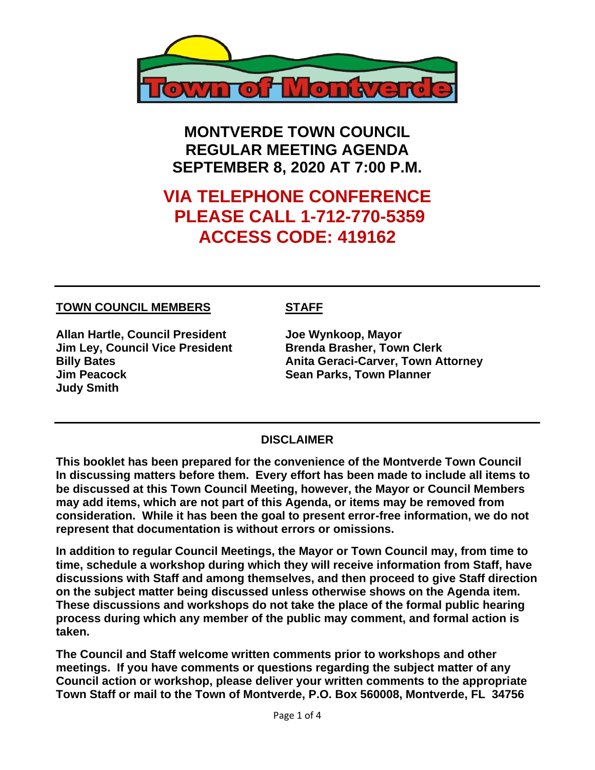# MONTVERDE TOWN COUNCIL
# REGULAR MEETING AGENDA
# SEPTEMBER 8, 2020 AT 7:00 P.M.

## VIA TELEPHONE CONFERENCE
## PLEASE CALL 1-712-770-5359
## ACCESS CODE: 419162

---

**TOWN COUNCIL MEMBERS**

**Allan Hartle, Council President**
**Jim Ley, Council Vice President**
**Billy Bates**
**Jim Peacock**
**Judy Smith**

**STAFF**

**Joe Wynkoop, Mayor**
**Brenda Brasher, Town Clerk**
**Anita Geraci-Carver, Town Attorney**
**Sean Parks, Town Planner**

---

### DISCLAIMER

**This booklet has been prepared for the convenience of the Montverde Town Council In discussing matters before them. Every effort has been made to include all items to be discussed at this Town Council Meeting, however, the Mayor or Council Members may add items, which are not part of this Agenda, or items may be removed from consideration. While it has been the goal to present error-free information, we do not represent that documentation is without errors or omissions.**

**In addition to regular Council Meetings, the Mayor or Town Council may, from time to time, schedule a workshop during which they will receive information from Staff, have discussions with Staff and among themselves, and then proceed to give Staff direction on the subject matter being discussed unless otherwise shows on the Agenda item. These discussions and workshops do not take the place of the formal public hearing process during which any member of the public may comment, and formal action is taken.**

**The Council and Staff welcome written comments prior to workshops and other meetings. If you have comments or questions regarding the subject matter of any Council action or workshop, please deliver your written comments to the appropriate Town Staff or mail to the Town of Montverde, P.O. Box 560008, Montverde, FL 34756**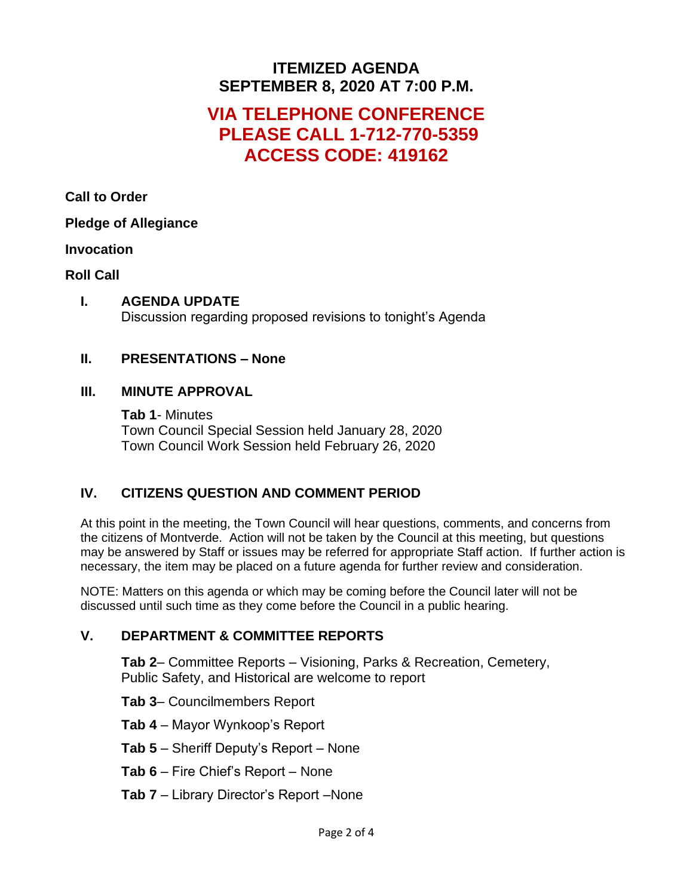# ITEMIZED AGENDA
# SEPTEMBER 8, 2020 AT 7:00 P.M.

## VIA TELEPHONE CONFERENCE
## PLEASE CALL 1-712-770-5359
## ACCESS CODE: 419162

**Call to Order**

**Pledge of Allegiance**

**Invocation**

**Roll Call**

**I. AGENDA UPDATE**
Discussion regarding proposed revisions to tonight's Agenda

**II. PRESENTATIONS – None**

**III. MINUTE APPROVAL**

**Tab 1**- Minutes
Town Council Special Session held January 28, 2020
Town Council Work Session held February 26, 2020

**IV. CITIZENS QUESTION AND COMMENT PERIOD**

At this point in the meeting, the Town Council will hear questions, comments, and concerns from the citizens of Montverde. Action will not be taken by the Council at this meeting, but questions may be answered by Staff or issues may be referred for appropriate Staff action. If further action is necessary, the item may be placed on a future agenda for further review and consideration.

NOTE: Matters on this agenda or which may be coming before the Council later will not be discussed until such time as they come before the Council in a public hearing.

**V. DEPARTMENT & COMMITTEE REPORTS**

**Tab 2**– Committee Reports – Visioning, Parks & Recreation, Cemetery, Public Safety, and Historical are welcome to report

**Tab 3**– Councilmembers Report

**Tab 4** – Mayor Wynkoop's Report

**Tab 5** – Sheriff Deputy's Report – None

**Tab 6** – Fire Chief's Report – None

**Tab 7** – Library Director's Report –None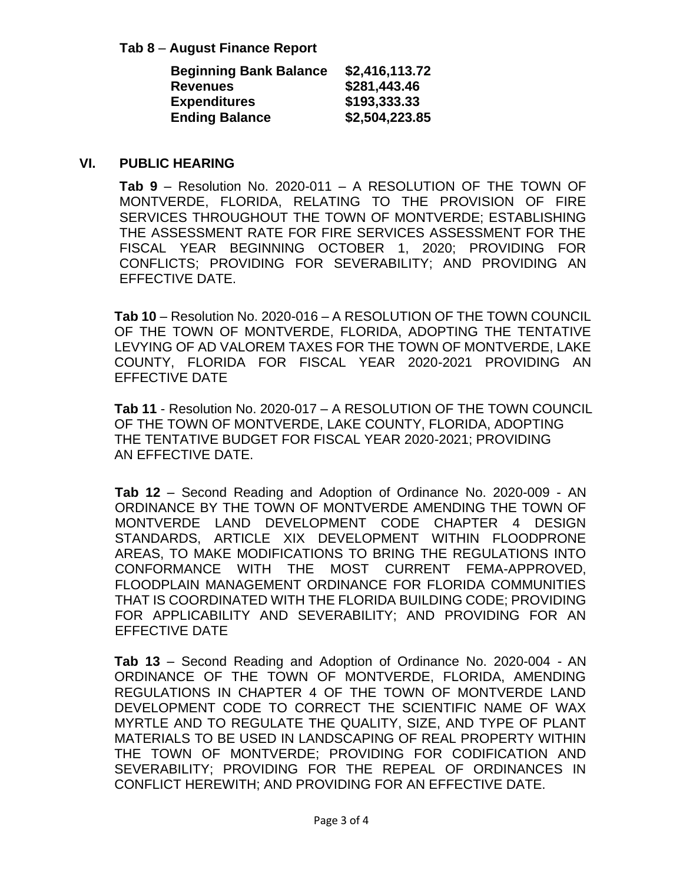**Tab 8** – **August Finance Report**

| | |
|---|---|
| **Beginning Bank Balance** | **$2,416,113.72** |
| **Revenues** | **$281,443.46** |
| **Expenditures** | **$193,333.33** |
| **Ending Balance** | **$2,504,223.85** |

## VI. PUBLIC HEARING

**Tab 9** – Resolution No. 2020-011 – A RESOLUTION OF THE TOWN OF MONTVERDE, FLORIDA, RELATING TO THE PROVISION OF FIRE SERVICES THROUGHOUT THE TOWN OF MONTVERDE; ESTABLISHING THE ASSESSMENT RATE FOR FIRE SERVICES ASSESSMENT FOR THE FISCAL YEAR BEGINNING OCTOBER 1, 2020; PROVIDING FOR CONFLICTS; PROVIDING FOR SEVERABILITY; AND PROVIDING AN EFFECTIVE DATE.

**Tab 10** – Resolution No. 2020-016 – A RESOLUTION OF THE TOWN COUNCIL OF THE TOWN OF MONTVERDE, FLORIDA, ADOPTING THE TENTATIVE LEVYING OF AD VALOREM TAXES FOR THE TOWN OF MONTVERDE, LAKE COUNTY, FLORIDA FOR FISCAL YEAR 2020-2021 PROVIDING AN EFFECTIVE DATE

**Tab 11** - Resolution No. 2020-017 – A RESOLUTION OF THE TOWN COUNCIL OF THE TOWN OF MONTVERDE, LAKE COUNTY, FLORIDA, ADOPTING THE TENTATIVE BUDGET FOR FISCAL YEAR 2020-2021; PROVIDING AN EFFECTIVE DATE.

**Tab 12** – Second Reading and Adoption of Ordinance No. 2020-009 - AN ORDINANCE BY THE TOWN OF MONTVERDE AMENDING THE TOWN OF MONTVERDE LAND DEVELOPMENT CODE CHAPTER 4 DESIGN STANDARDS, ARTICLE XIX DEVELOPMENT WITHIN FLOODPRONE AREAS, TO MAKE MODIFICATIONS TO BRING THE REGULATIONS INTO CONFORMANCE WITH THE MOST CURRENT FEMA-APPROVED, FLOODPLAIN MANAGEMENT ORDINANCE FOR FLORIDA COMMUNITIES THAT IS COORDINATED WITH THE FLORIDA BUILDING CODE; PROVIDING FOR APPLICABILITY AND SEVERABILITY; AND PROVIDING FOR AN EFFECTIVE DATE

**Tab 13** – Second Reading and Adoption of Ordinance No. 2020-004 - AN ORDINANCE OF THE TOWN OF MONTVERDE, FLORIDA, AMENDING REGULATIONS IN CHAPTER 4 OF THE TOWN OF MONTVERDE LAND DEVELOPMENT CODE TO CORRECT THE SCIENTIFIC NAME OF WAX MYRTLE AND TO REGULATE THE QUALITY, SIZE, AND TYPE OF PLANT MATERIALS TO BE USED IN LANDSCAPING OF REAL PROPERTY WITHIN THE TOWN OF MONTVERDE; PROVIDING FOR CODIFICATION AND SEVERABILITY; PROVIDING FOR THE REPEAL OF ORDINANCES IN CONFLICT HEREWITH; AND PROVIDING FOR AN EFFECTIVE DATE.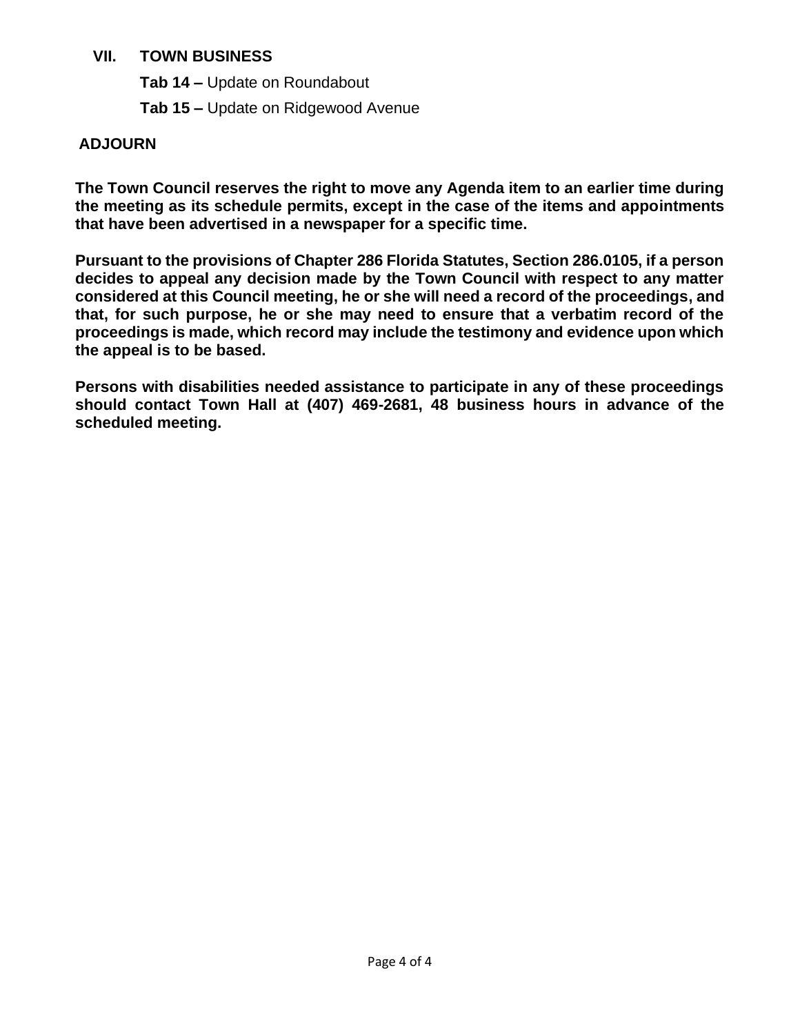## VII. TOWN BUSINESS

**Tab 14 –** Update on Roundabout

**Tab 15 –** Update on Ridgewood Avenue

## ADJOURN

**The Town Council reserves the right to move any Agenda item to an earlier time during the meeting as its schedule permits, except in the case of the items and appointments that have been advertised in a newspaper for a specific time.**

**Pursuant to the provisions of Chapter 286 Florida Statutes, Section 286.0105, if a person decides to appeal any decision made by the Town Council with respect to any matter considered at this Council meeting, he or she will need a record of the proceedings, and that, for such purpose, he or she may need to ensure that a verbatim record of the proceedings is made, which record may include the testimony and evidence upon which the appeal is to be based.**

**Persons with disabilities needed assistance to participate in any of these proceedings should contact Town Hall at (407) 469-2681, 48 business hours in advance of the scheduled meeting.**